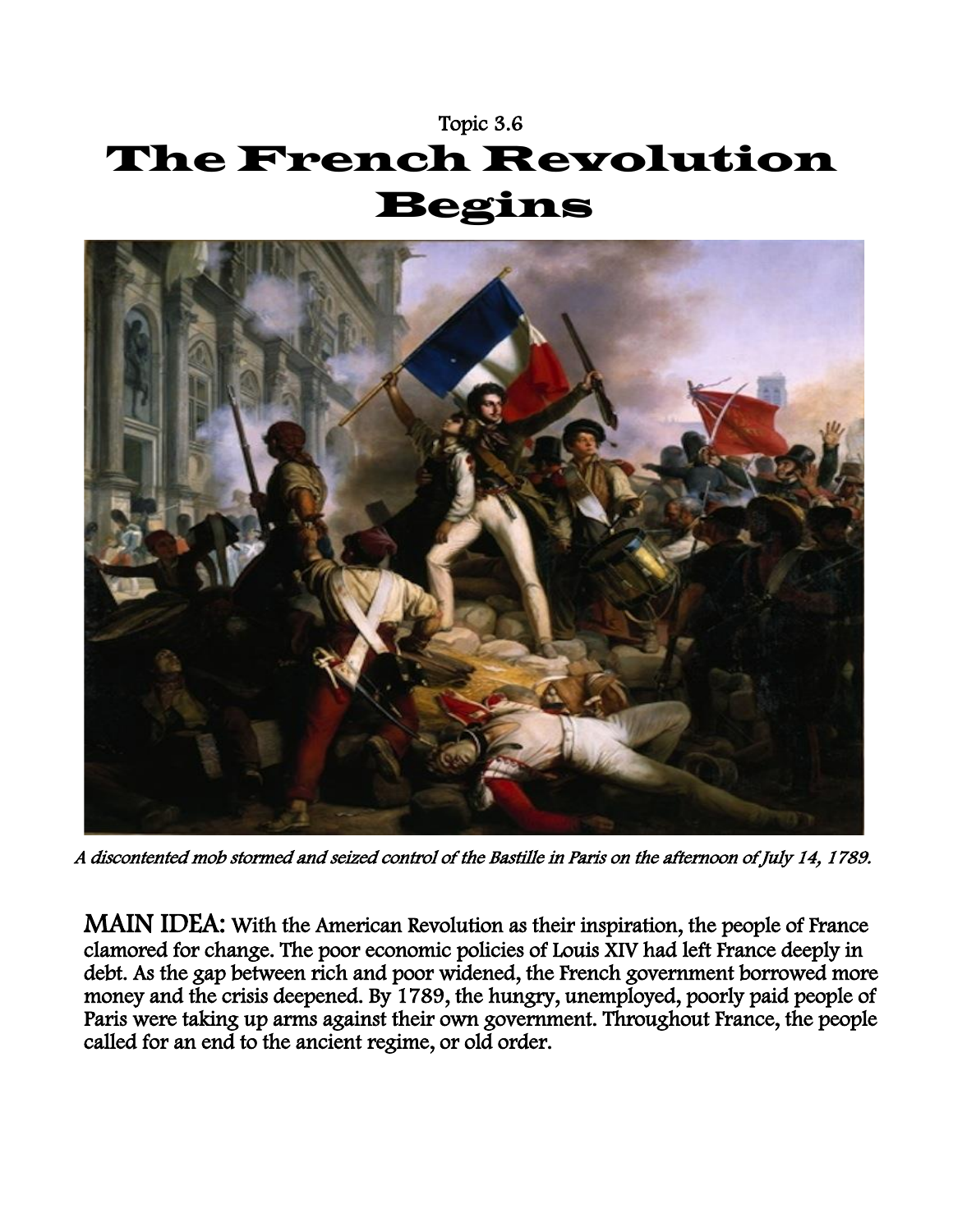Topic 3.6

# The French Revolution Begins

*A discontented mob stormed and seized control of the Bastille in Paris on the afternoon of July 14, 1789.*

**MAIN IDEA:** With the American Revolution as their inspiration, the people of France clamored for change. The poor economic policies of Louis XIV had left France deeply in debt. As the gap between rich and poor widened, the French government borrowed more money and the crisis deepened. By 1789, the hungry, unemployed, poorly paid people of Paris were taking up arms against their own government. Throughout France, the people called for an end to the ancient regime, or old order.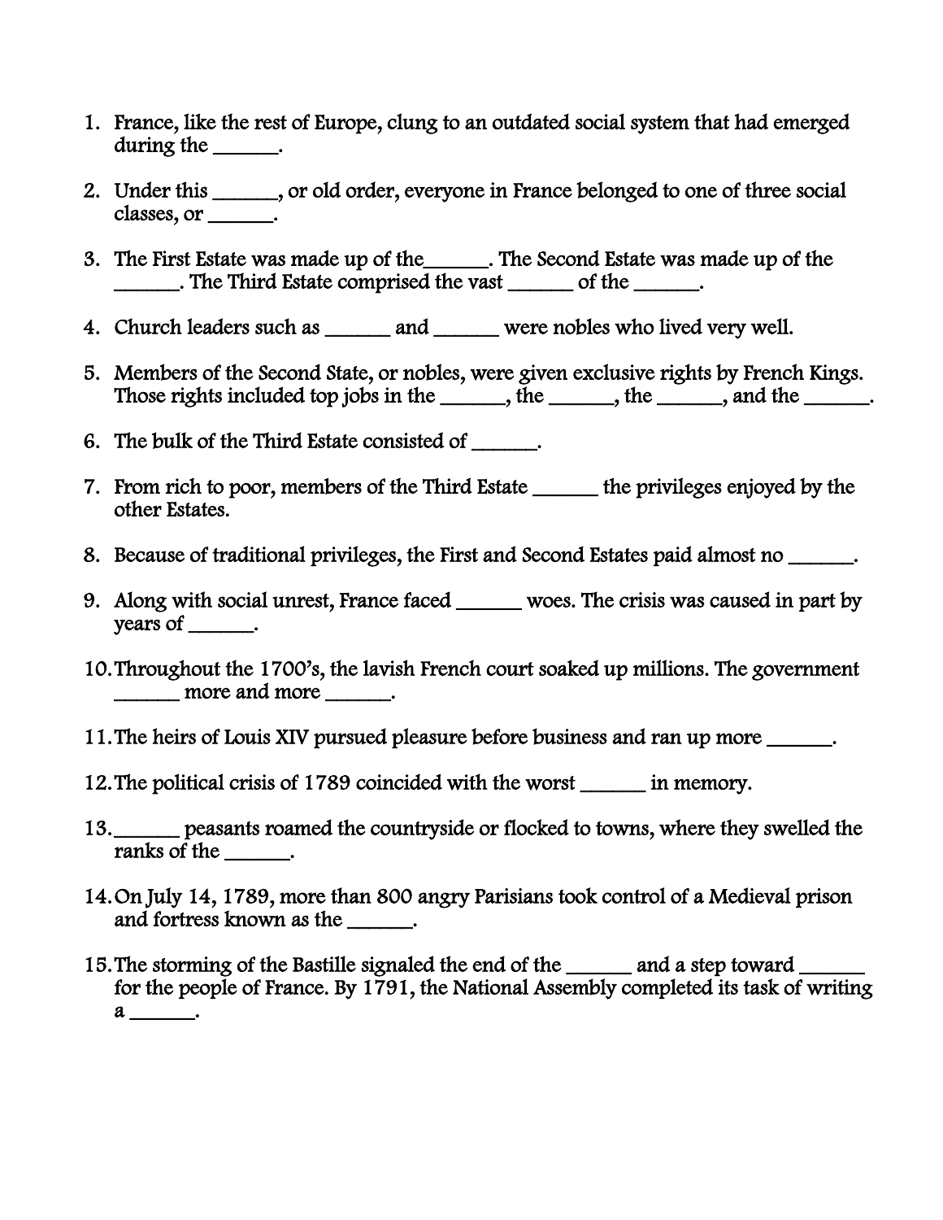1. France, like the rest of Europe, clung to an outdated social system that had emerged during the ______.

2. Under this ______, or old order, everyone in France belonged to one of three social classes, or ______.

3. The First Estate was made up of the______. The Second Estate was made up of the ______. The Third Estate comprised the vast ______ of the ______.

4. Church leaders such as ______ and ______ were nobles who lived very well.

5. Members of the Second State, or nobles, were given exclusive rights by French Kings. Those rights included top jobs in the ______, the ______, the ______, and the ______.

6. The bulk of the Third Estate consisted of ______.

7. From rich to poor, members of the Third Estate ______ the privileges enjoyed by the other Estates.

8. Because of traditional privileges, the First and Second Estates paid almost no ______.

9. Along with social unrest, France faced ______ woes. The crisis was caused in part by years of ______.

10. Throughout the 1700's, the lavish French court soaked up millions. The government ______ more and more ______.

11. The heirs of Louis XIV pursued pleasure before business and ran up more ______.

12. The political crisis of 1789 coincided with the worst ______ in memory.

13. ______ peasants roamed the countryside or flocked to towns, where they swelled the ranks of the ______.

14. On July 14, 1789, more than 800 angry Parisians took control of a Medieval prison and fortress known as the ______.

15. The storming of the Bastille signaled the end of the ______ and a step toward ______ for the people of France. By 1791, the National Assembly completed its task of writing a ______.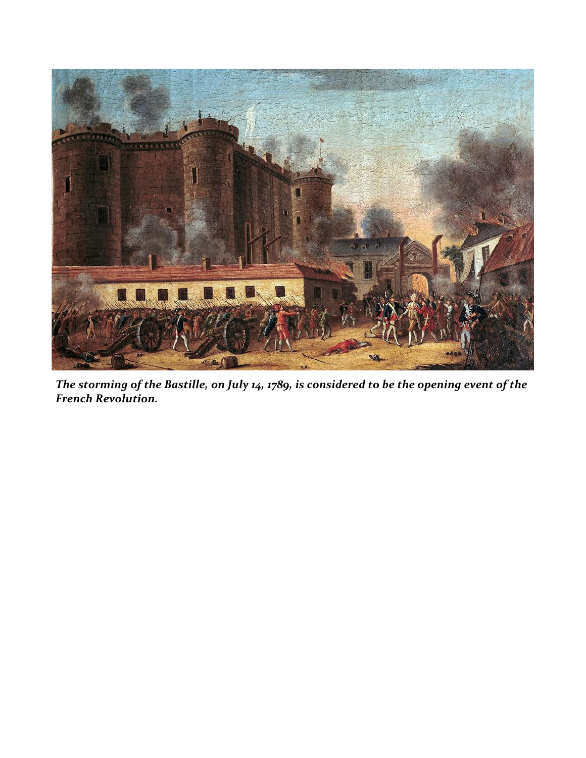*The storming of the Bastille, on July 14, 1789, is considered to be the opening event of the French Revolution.*